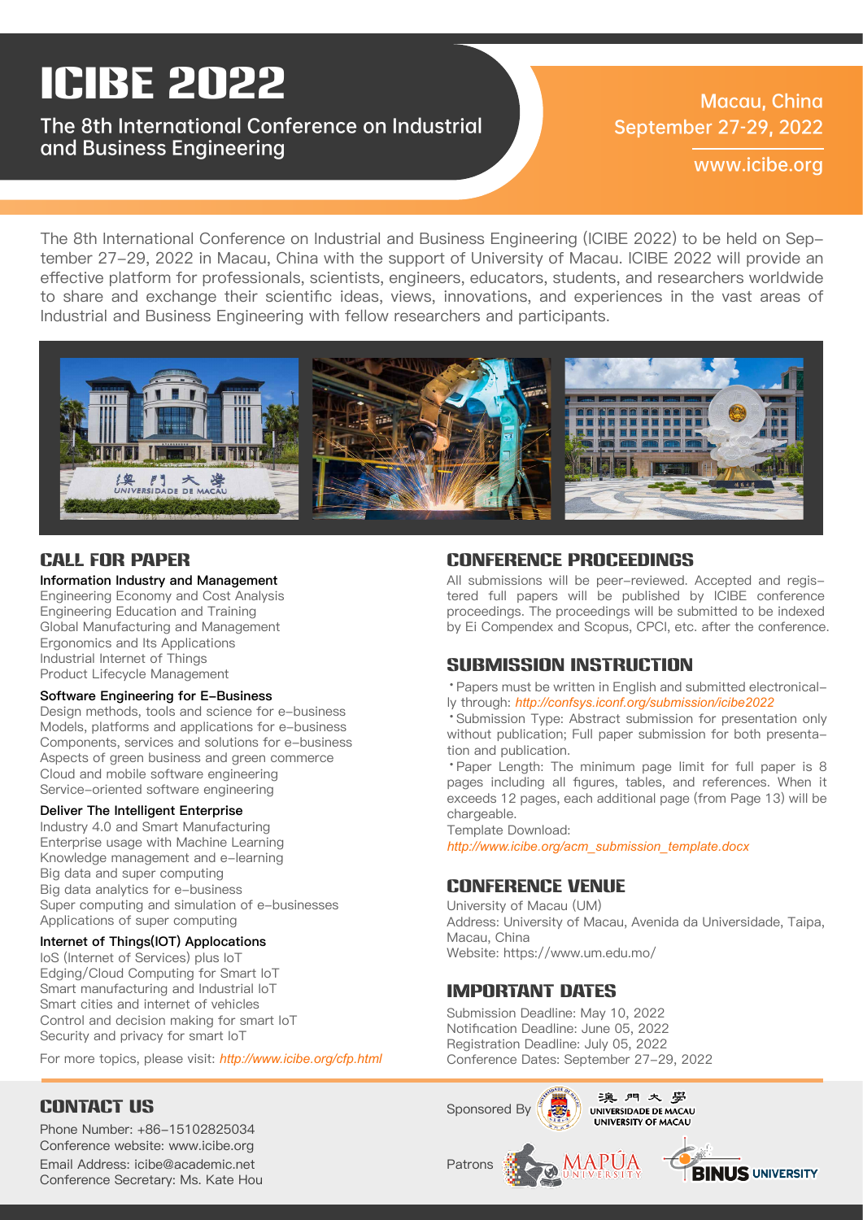# ICIBE 2022

The 8th International Conference on Industrial and Business Engineering

Macau, China
September 27-29, 2022

www.icibe.org

The 8th International Conference on Industrial and Business Engineering (ICIBE 2022) to be held on September 27-29, 2022 in Macau, China with the support of University of Macau. ICIBE 2022 will provide an effective platform for professionals, scientists, engineers, educators, students, and researchers worldwide to share and exchange their scientific ideas, views, innovations, and experiences in the vast areas of Industrial and Business Engineering with fellow researchers and participants.

## CALL FOR PAPER

**Information Industry and Management**

Engineering Economy and Cost Analysis
Engineering Education and Training
Global Manufacturing and Management
Ergonomics and Its Applications
Industrial Internet of Things
Product Lifecycle Management

**Software Engineering for E-Business**

Design methods, tools and science for e-business
Models, platforms and applications for e-business
Components, services and solutions for e-business
Aspects of green business and green commerce
Cloud and mobile software engineering
Service-oriented software engineering

**Deliver The Intelligent Enterprise**

Industry 4.0 and Smart Manufacturing
Enterprise usage with Machine Learning
Knowledge management and e-learning
Big data and super computing
Big data analytics for e-business
Super computing and simulation of e-businesses
Applications of super computing

**Internet of Things(IOT) Applocations**

IoS (Internet of Services) plus IoT
Edging/Cloud Computing for Smart IoT
Smart manufacturing and Industrial IoT
Smart cities and internet of vehicles
Control and decision making for smart IoT
Security and privacy for smart IoT

For more topics, please visit: *http://www.icibe.org/cfp.html*

## CONFERENCE PROCEEDINGS

All submissions will be peer-reviewed. Accepted and registered full papers will be published by ICIBE conference proceedings. The proceedings will be submitted to be indexed by Ei Compendex and Scopus, CPCI, etc. after the conference.

## SUBMISSION INSTRUCTION

- Papers must be written in English and submitted electronically through: *http://confsys.iconf.org/submission/icibe2022*
- Submission Type: Abstract submission for presentation only without publication; Full paper submission for both presentation and publication.
- Paper Length: The minimum page limit for full paper is 8 pages including all figures, tables, and references. When it exceeds 12 pages, each additional page (from Page 13) will be chargeable.

Template Download:
*http://www.icibe.org/acm_submission_template.docx*

## CONFERENCE VENUE

University of Macau (UM)
Address: University of Macau, Avenida da Universidade, Taipa, Macau, China
Website: https://www.um.edu.mo/

## IMPORTANT DATES

Submission Deadline: May 10, 2022
Notification Deadline: June 05, 2022
Registration Deadline: July 05, 2022
Conference Dates: September 27-29, 2022

## CONTACT US

Phone Number: +86-15102825034
Conference website: www.icibe.org
Email Address: icibe@academic.net
Conference Secretary: Ms. Kate Hou

Sponsored By 澳門大學 UNIVERSIDADE DE MACAU UNIVERSITY OF MACAU

Patrons MAPÚA UNIVERSITY BINUS UNIVERSITY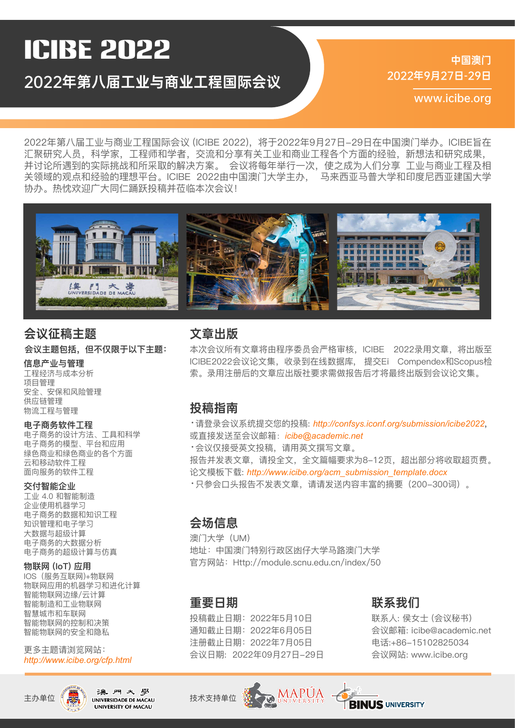# ICIBE 2022

## 2022年第八届工业与商业工程国际会议

中国澳门
2022年9月27日-29日
www.icibe.org

2022年第八届工业与商业工程国际会议 (ICIBE 2022)，将于2022年9月27日–29日在中国澳门举办。ICIBE旨在汇聚研究人员，科学家，工程师和学者，交流和分享有关工业和商业工程各个方面的经验，新想法和研究成果，并讨论所遇到的实际挑战和所采取的解决方案。 会议将每年举行一次，使之成为人们分享 工业与商业工程及相关领域的观点和经验的理想平台。ICIBE 2022由中国澳门大学主办， 马来西亚马普大学和印度尼西亚建国大学协办。热忱欢迎广大同仁踊跃投稿并莅临本次会议！

## 会议征稿主题

**会议主题包括，但不仅限于以下主题：**

**信息产业与管理**
工程经济与成本分析
项目管理
安全、安保和风险管理
供应链管理
物流工程与管理

**电子商务软件工程**
电子商务的设计方法、工具和科学
电子商务的模型、平台和应用
绿色商业和绿色商业的各个方面
云和移动软件工程
面向服务的软件工程

**交付智能企业**
工业 4.0 和智能制造
企业使用机器学习
电子商务的数据和知识工程
知识管理和电子学习
大数据与超级计算
电子商务的大数据分析
电子商务的超级计算与仿真

**物联网 (IoT) 应用**
IOS（服务互联网)+物联网
物联网应用的机器学习和进化计算
智能物联网边缘/云计算
智能制造和工业物联网
智慧城市和车联网
智能物联网的控制和决策
智能物联网的安全和隐私

更多主题请浏览网站：
*http://www.icibe.org/cfp.html*

## 文章出版

本次会议所有文章将由程序委员会严格审核，ICIBE 2022录用文章，将出版至ICIBE2022会议论文集，收录到在线数据库， 提交Ei Compendex和Scopus检索。录用注册后的文章应出版社要求需做报告后才将最终出版到会议论文集。

## 投稿指南

・请登录会议系统提交您的投稿: *http://confsys.iconf.org/submission/icibe2022*,
或直接发送至会议邮箱：*icibe@academic.net*
・会议仅接受英文投稿，请用英文撰写文章。
报告并发表文章，请投全文，全文篇幅要求为8–12页，超出部分将收取超页费。
论文模板下载: *http://www.icibe.org/acm_submission_template.docx*
・只参会口头报告不发表文章，请请发送内容丰富的摘要（200–300词）。

## 会场信息

澳门大学（UM）
地址：中国澳门特别行政区凼仔大学马路澳门大学
官方网站：Http://module.scnu.edu.cn/index/50

## 重要日期

投稿截止日期：2022年5月10日
通知截止日期：2022年6月05日
注册截止日期：2022年7月05日
会议日期：2022年09月27日–29日

## 联系我们

联系人: 侯女士 (会议秘书)
会议邮箱: icibe@academic.net
电话:+86–15102825034
会议网站: www.icibe.org

主办单位 澳門大學 UNIVERSIDADE DE MACAU UNIVERSITY OF MACAU

技术支持单位 MAPÚA UNIVERSITY BINUS UNIVERSITY